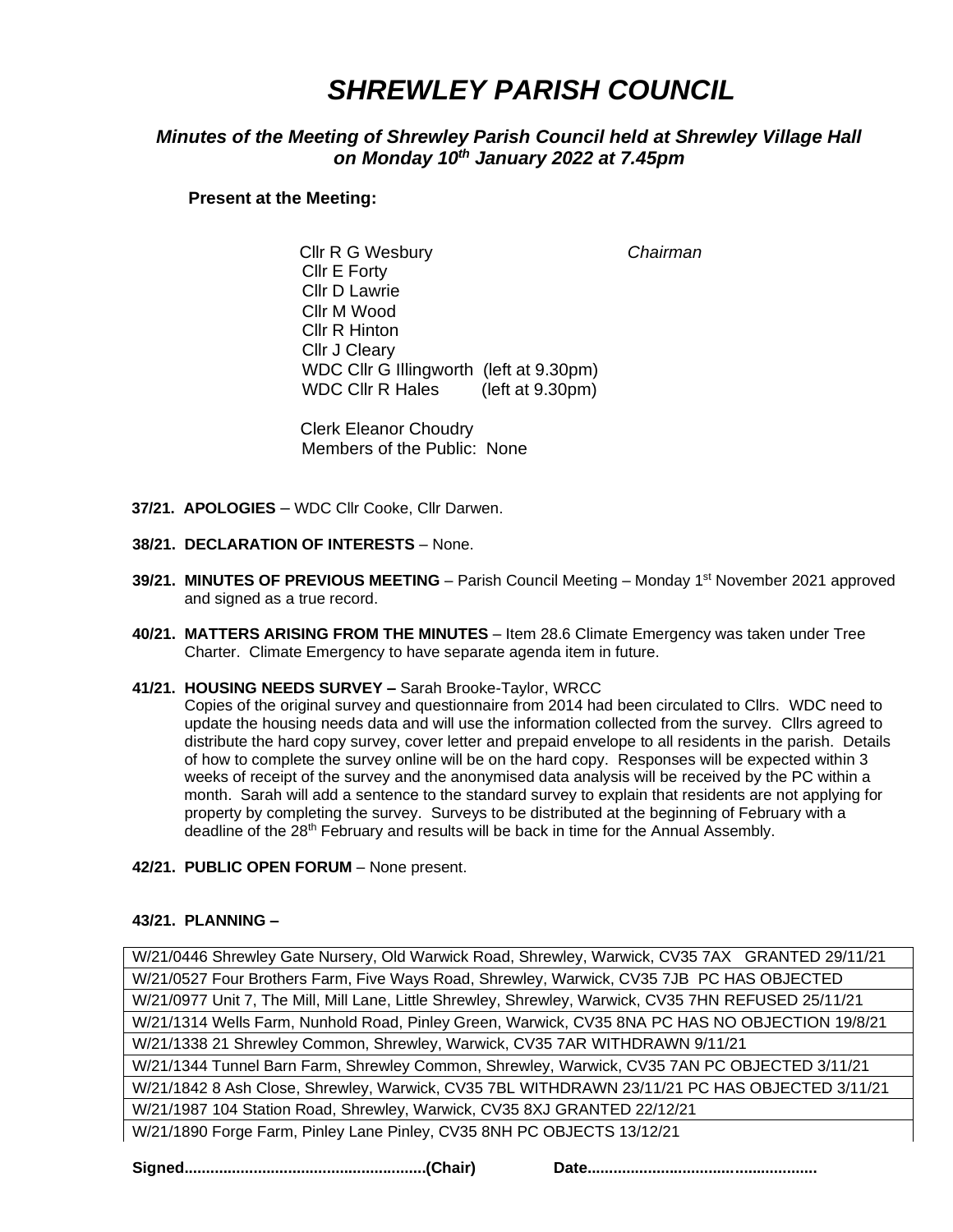# *SHREWLEY PARISH COUNCIL*

## *Minutes of the Meeting of Shrewley Parish Council held at Shrewley Village Hall on Monday 10th January 2022 at 7.45pm*

**Present at the Meeting:**

Cllr R G Wesbury *Chairman*
Cllr E Forty
Cllr D Lawrie
Cllr M Wood
Cllr R Hinton
Cllr J Cleary
WDC Cllr G Illingworth (left at 9.30pm)
WDC Cllr R Hales (left at 9.30pm)

Clerk Eleanor Choudry
Members of the Public: None

**37/21. APOLOGIES** – WDC Cllr Cooke, Cllr Darwen.

**38/21. DECLARATION OF INTERESTS** – None.

**39/21. MINUTES OF PREVIOUS MEETING** – Parish Council Meeting – Monday 1st November 2021 approved and signed as a true record.

**40/21. MATTERS ARISING FROM THE MINUTES** – Item 28.6 Climate Emergency was taken under Tree Charter. Climate Emergency to have separate agenda item in future.

**41/21. HOUSING NEEDS SURVEY –** Sarah Brooke-Taylor, WRCC
Copies of the original survey and questionnaire from 2014 had been circulated to Cllrs. WDC need to update the housing needs data and will use the information collected from the survey. Cllrs agreed to distribute the hard copy survey, cover letter and prepaid envelope to all residents in the parish. Details of how to complete the survey online will be on the hard copy. Responses will be expected within 3 weeks of receipt of the survey and the anonymised data analysis will be received by the PC within a month. Sarah will add a sentence to the standard survey to explain that residents are not applying for property by completing the survey. Surveys to be distributed at the beginning of February with a deadline of the 28th February and results will be back in time for the Annual Assembly.

**42/21. PUBLIC OPEN FORUM** – None present.

**43/21. PLANNING –**

| |
|---|
| W/21/0446 Shrewley Gate Nursery, Old Warwick Road, Shrewley, Warwick, CV35 7AX GRANTED 29/11/21 |
| W/21/0527 Four Brothers Farm, Five Ways Road, Shrewley, Warwick, CV35 7JB PC HAS OBJECTED |
| W/21/0977 Unit 7, The Mill, Mill Lane, Little Shrewley, Shrewley, Warwick, CV35 7HN REFUSED 25/11/21 |
| W/21/1314 Wells Farm, Nunhold Road, Pinley Green, Warwick, CV35 8NA PC HAS NO OBJECTION 19/8/21 |
| W/21/1338 21 Shrewley Common, Shrewley, Warwick, CV35 7AR WITHDRAWN 9/11/21 |
| W/21/1344 Tunnel Barn Farm, Shrewley Common, Shrewley, Warwick, CV35 7AN PC OBJECTED 3/11/21 |
| W/21/1842 8 Ash Close, Shrewley, Warwick, CV35 7BL WITHDRAWN 23/11/21 PC HAS OBJECTED 3/11/21 |
| W/21/1987 104 Station Road, Shrewley, Warwick, CV35 8XJ GRANTED 22/12/21 |
| W/21/1890 Forge Farm, Pinley Lane Pinley, CV35 8NH PC OBJECTS 13/12/21 |

**Signed........................................................(Chair) Date....................................................**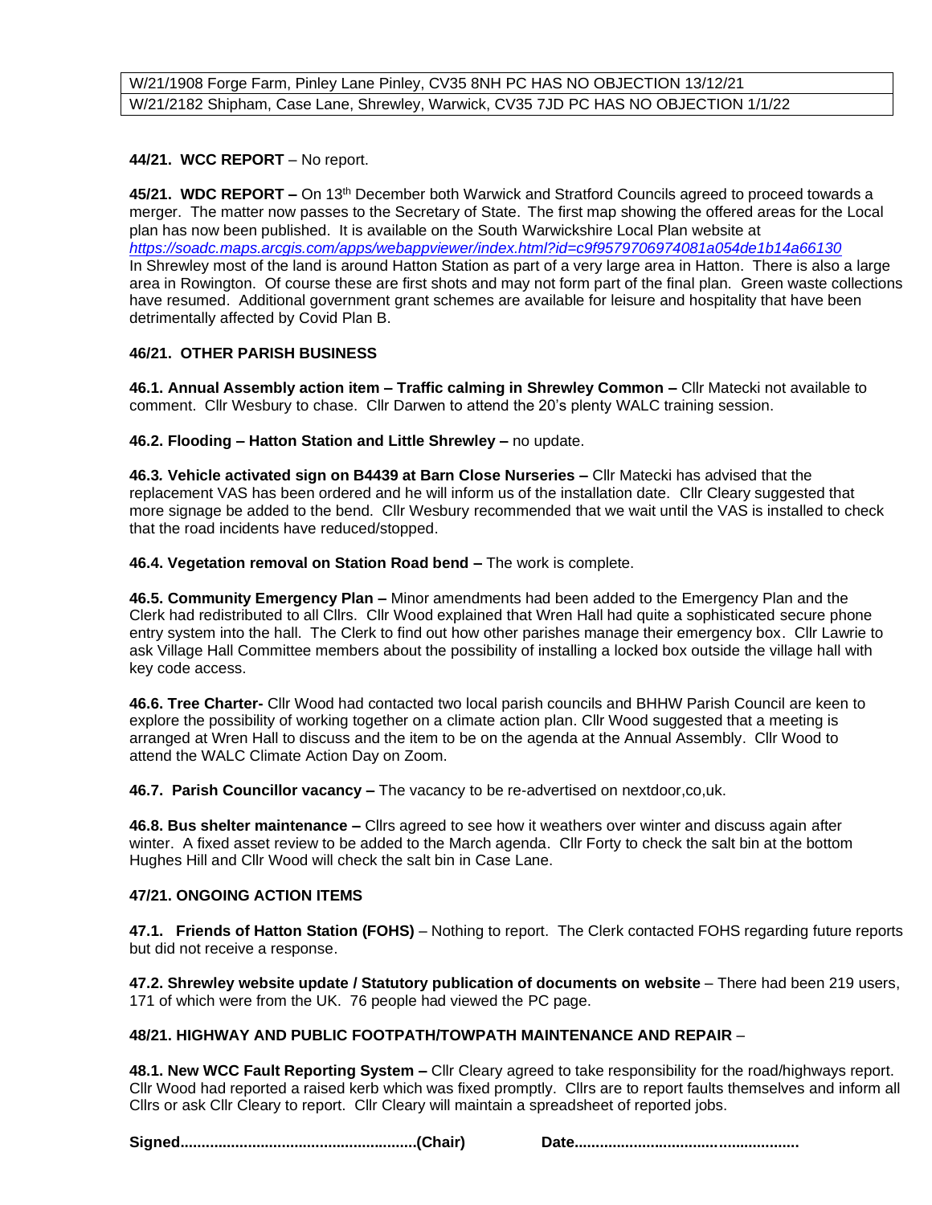| W/21/1908 Forge Farm, Pinley Lane Pinley, CV35 8NH PC HAS NO OBJECTION 13/12/21 |
| --- |
| W/21/2182 Shipham, Case Lane, Shrewley, Warwick, CV35 7JD PC HAS NO OBJECTION 1/1/22 |

**44/21. WCC REPORT** – No report.

**45/21. WDC REPORT –** On 13th December both Warwick and Stratford Councils agreed to proceed towards a merger. The matter now passes to the Secretary of State. The first map showing the offered areas for the Local plan has now been published. It is available on the South Warwickshire Local Plan website at *https://soadc.maps.arcgis.com/apps/webappviewer/index.html?id=c9f9579706974081a054de1b14a66130* In Shrewley most of the land is around Hatton Station as part of a very large area in Hatton. There is also a large area in Rowington. Of course these are first shots and may not form part of the final plan. Green waste collections have resumed. Additional government grant schemes are available for leisure and hospitality that have been detrimentally affected by Covid Plan B.

**46/21. OTHER PARISH BUSINESS**

**46.1. Annual Assembly action item – Traffic calming in Shrewley Common –** Cllr Matecki not available to comment. Cllr Wesbury to chase. Cllr Darwen to attend the 20's plenty WALC training session.

**46.2. Flooding – Hatton Station and Little Shrewley –** no update.

**46.3. Vehicle activated sign on B4439 at Barn Close Nurseries –** Cllr Matecki has advised that the replacement VAS has been ordered and he will inform us of the installation date. Cllr Cleary suggested that more signage be added to the bend. Cllr Wesbury recommended that we wait until the VAS is installed to check that the road incidents have reduced/stopped.

**46.4. Vegetation removal on Station Road bend –** The work is complete.

**46.5. Community Emergency Plan –** Minor amendments had been added to the Emergency Plan and the Clerk had redistributed to all Cllrs. Cllr Wood explained that Wren Hall had quite a sophisticated secure phone entry system into the hall. The Clerk to find out how other parishes manage their emergency box. Cllr Lawrie to ask Village Hall Committee members about the possibility of installing a locked box outside the village hall with key code access.

**46.6. Tree Charter-** Cllr Wood had contacted two local parish councils and BHHW Parish Council are keen to explore the possibility of working together on a climate action plan. Cllr Wood suggested that a meeting is arranged at Wren Hall to discuss and the item to be on the agenda at the Annual Assembly. Cllr Wood to attend the WALC Climate Action Day on Zoom.

**46.7. Parish Councillor vacancy –** The vacancy to be re-advertised on nextdoor,co,uk.

**46.8. Bus shelter maintenance –** Cllrs agreed to see how it weathers over winter and discuss again after winter. A fixed asset review to be added to the March agenda. Cllr Forty to check the salt bin at the bottom Hughes Hill and Cllr Wood will check the salt bin in Case Lane.

**47/21. ONGOING ACTION ITEMS**

**47.1. Friends of Hatton Station (FOHS)** – Nothing to report. The Clerk contacted FOHS regarding future reports but did not receive a response.

**47.2. Shrewley website update / Statutory publication of documents on website** – There had been 219 users, 171 of which were from the UK. 76 people had viewed the PC page.

**48/21. HIGHWAY AND PUBLIC FOOTPATH/TOWPATH MAINTENANCE AND REPAIR** –

**48.1. New WCC Fault Reporting System –** Cllr Cleary agreed to take responsibility for the road/highways report. Cllr Wood had reported a raised kerb which was fixed promptly. Cllrs are to report faults themselves and inform all Cllrs or ask Cllr Cleary to report. Cllr Cleary will maintain a spreadsheet of reported jobs.

**Signed.......................................................(Chair)** **Date...................................................**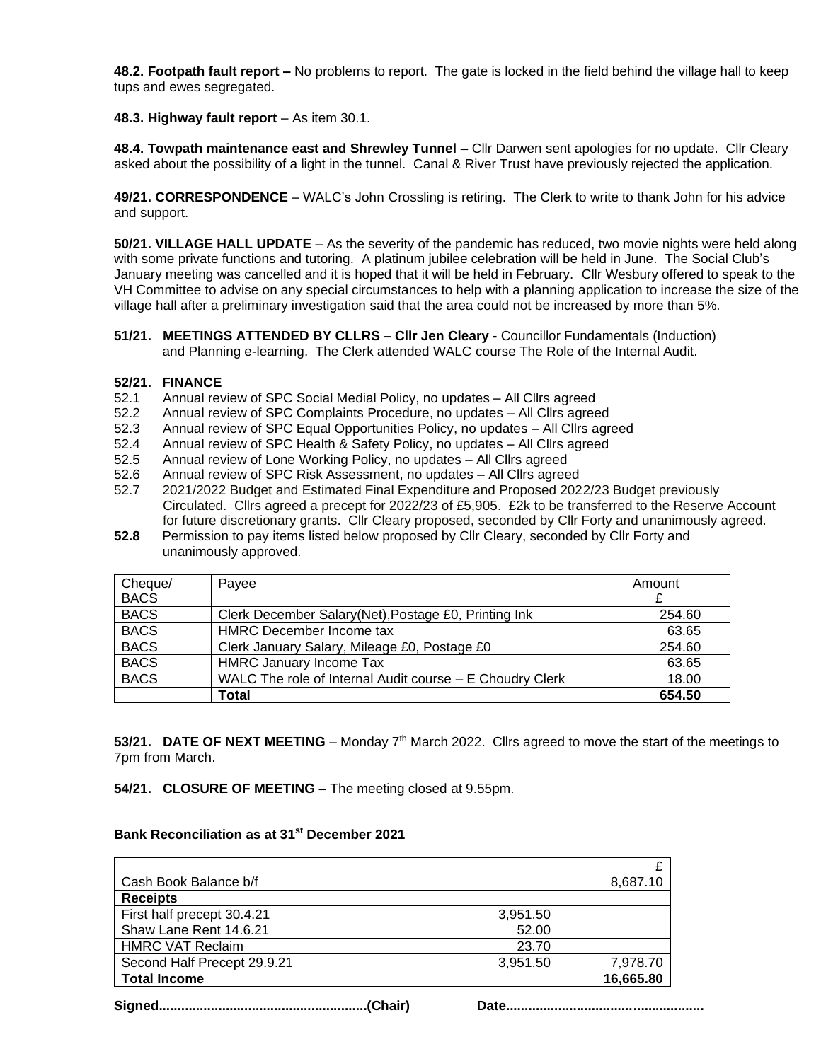**48.2. Footpath fault report –** No problems to report. The gate is locked in the field behind the village hall to keep tups and ewes segregated.

**48.3. Highway fault report** – As item 30.1.

**48.4. Towpath maintenance east and Shrewley Tunnel –** Cllr Darwen sent apologies for no update. Cllr Cleary asked about the possibility of a light in the tunnel. Canal & River Trust have previously rejected the application.

**49/21. CORRESPONDENCE** – WALC's John Crossling is retiring. The Clerk to write to thank John for his advice and support.

**50/21. VILLAGE HALL UPDATE** – As the severity of the pandemic has reduced, two movie nights were held along with some private functions and tutoring. A platinum jubilee celebration will be held in June. The Social Club's January meeting was cancelled and it is hoped that it will be held in February. Cllr Wesbury offered to speak to the VH Committee to advise on any special circumstances to help with a planning application to increase the size of the village hall after a preliminary investigation said that the area could not be increased by more than 5%.

**51/21. MEETINGS ATTENDED BY CLLRS – Cllr Jen Cleary -** Councillor Fundamentals (Induction) and Planning e-learning. The Clerk attended WALC course The Role of the Internal Audit.

**52/21. FINANCE**

52.1 Annual review of SPC Social Medial Policy, no updates – All Cllrs agreed
52.2 Annual review of SPC Complaints Procedure, no updates – All Cllrs agreed
52.3 Annual review of SPC Equal Opportunities Policy, no updates – All Cllrs agreed
52.4 Annual review of SPC Health & Safety Policy, no updates – All Cllrs agreed
52.5 Annual review of Lone Working Policy, no updates – All Cllrs agreed
52.6 Annual review of SPC Risk Assessment, no updates – All Cllrs agreed
52.7 2021/2022 Budget and Estimated Final Expenditure and Proposed 2022/23 Budget previously Circulated. Cllrs agreed a precept for 2022/23 of £5,905. £2k to be transferred to the Reserve Account for future discretionary grants. Cllr Cleary proposed, seconded by Cllr Forty and unanimously agreed.
**52.8** Permission to pay items listed below proposed by Cllr Cleary, seconded by Cllr Forty and unanimously approved.

| Cheque/ BACS | Payee | Amount £ |
|---|---|---|
| BACS | Clerk December Salary(Net),Postage £0, Printing Ink | 254.60 |
| BACS | HMRC December Income tax | 63.65 |
| BACS | Clerk January Salary, Mileage £0, Postage £0 | 254.60 |
| BACS | HMRC January Income Tax | 63.65 |
| BACS | WALC The role of Internal Audit course – E Choudry Clerk | 18.00 |
| | **Total** | **654.50** |

**53/21. DATE OF NEXT MEETING** – Monday 7th March 2022. Cllrs agreed to move the start of the meetings to 7pm from March.

**54/21. CLOSURE OF MEETING –** The meeting closed at 9.55pm.

**Bank Reconciliation as at 31st December 2021**

| | | £ |
|---|---|---|
| Cash Book Balance b/f | | 8,687.10 |
| **Receipts** | | |
| First half precept 30.4.21 | 3,951.50 | |
| Shaw Lane Rent 14.6.21 | 52.00 | |
| HMRC VAT Reclaim | 23.70 | |
| Second Half Precept 29.9.21 | 3,951.50 | 7,978.70 |
| **Total Income** | | **16,665.80** |

**Signed.......................................................(Chair)** **Date....................................................**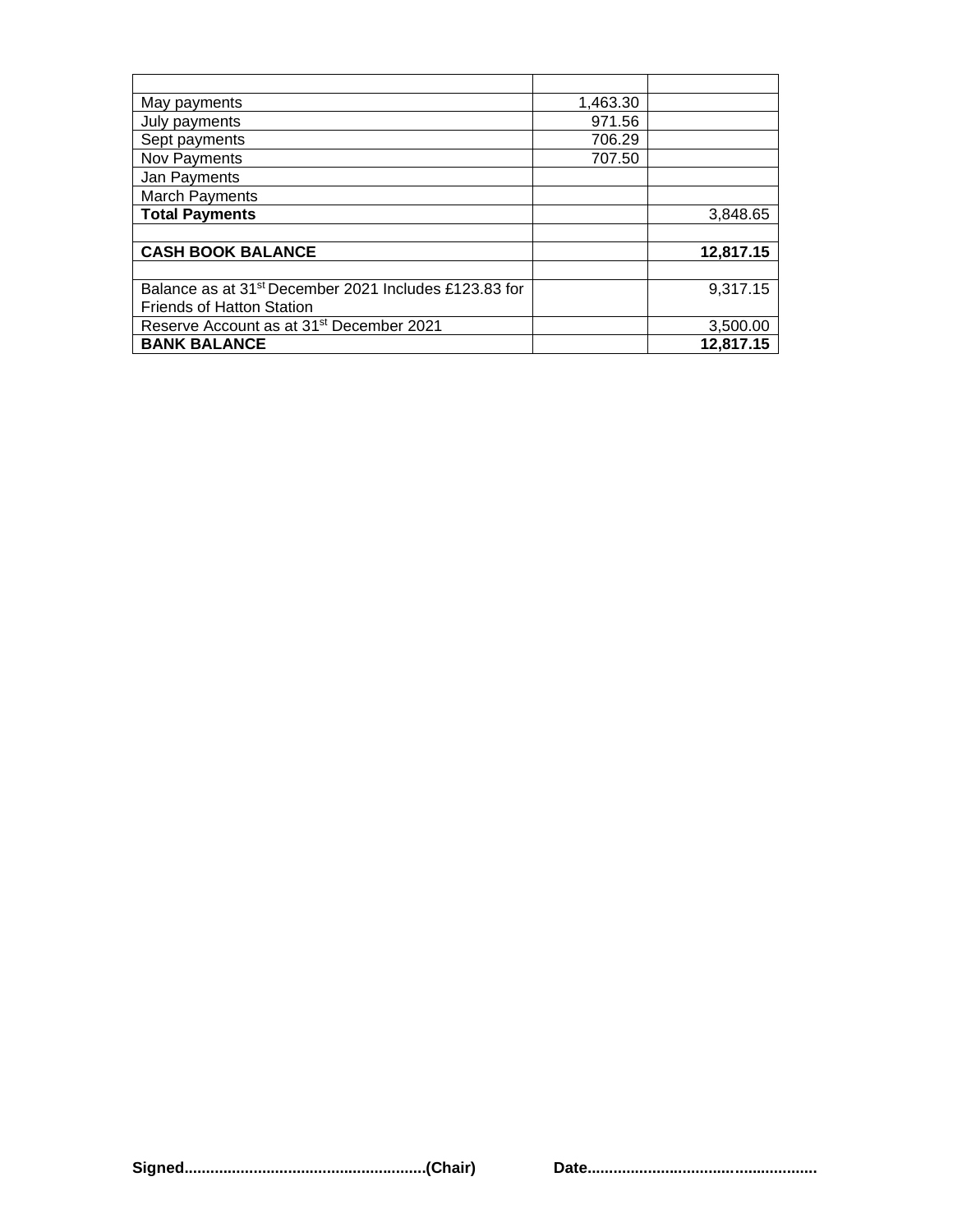| | | |
|---|---|---|
| May payments | 1,463.30 | |
| July payments | 971.56 | |
| Sept payments | 706.29 | |
| Nov Payments | 707.50 | |
| Jan Payments | | |
| March Payments | | |
| **Total Payments** | | 3,848.65 |
| | | |
| **CASH BOOK BALANCE** | | **12,817.15** |
| | | |
| Balance as at 31st December 2021 Includes £123.83 for Friends of Hatton Station | | 9,317.15 |
| Reserve Account as at 31st December 2021 | | 3,500.00 |
| **BANK BALANCE** | | **12,817.15** |

**Signed........................................................(Chair)** **Date....................................................**